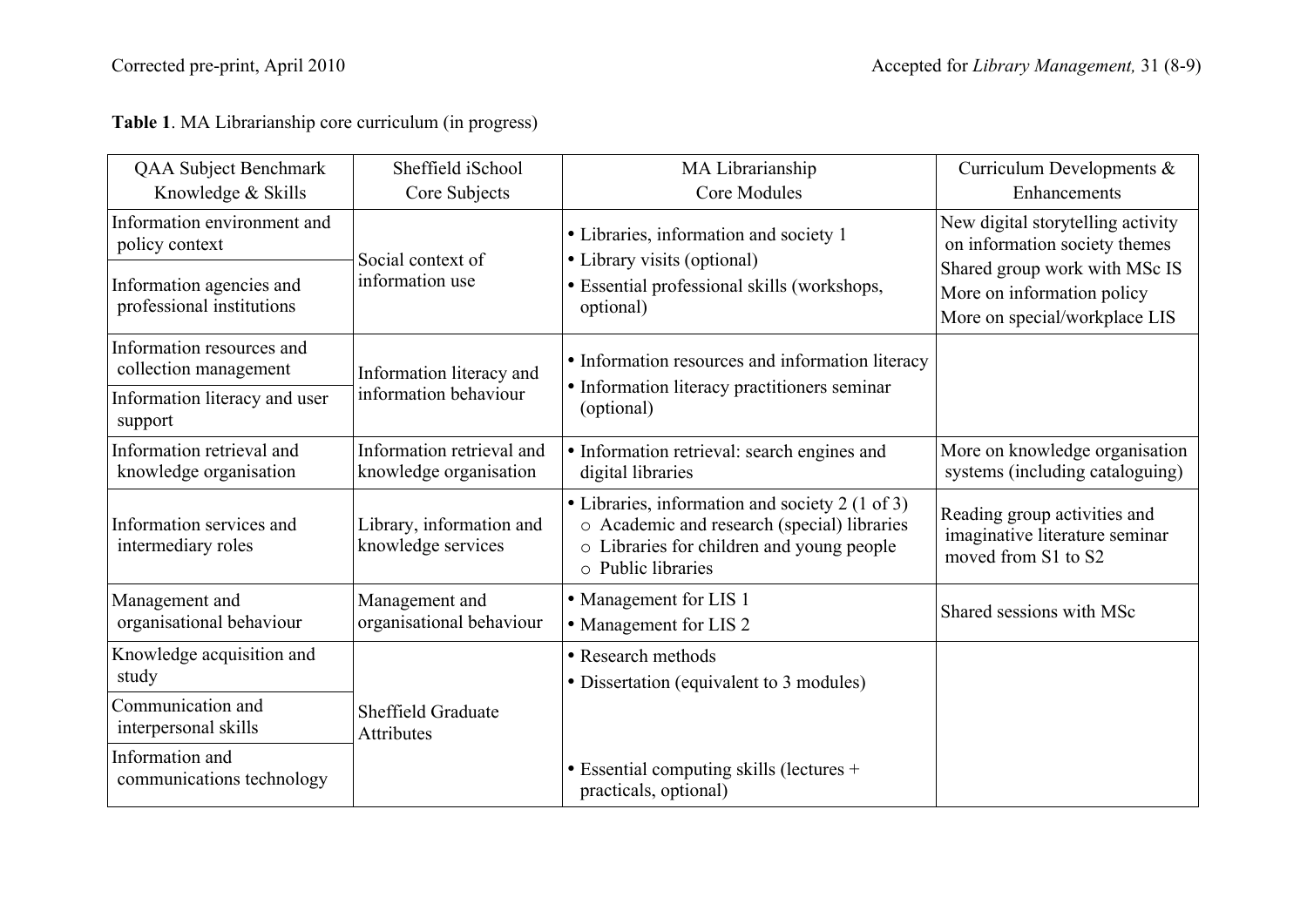**Table 1**. MA Librarianship core curriculum (in progress)

| QAA Subject Benchmark Knowledge & Skills | Sheffield iSchool Core Subjects | MA Librarianship Core Modules | Curriculum Developments & Enhancements |
|---|---|---|---|
| Information environment and policy context<br>Information agencies and professional institutions | Social context of information use | • Libraries, information and society 1<br>• Library visits (optional)<br>• Essential professional skills (workshops, optional) | New digital storytelling activity on information society themes<br>Shared group work with MSc IS<br>More on information policy<br>More on special/workplace LIS |
| Information resources and collection management<br>Information literacy and user support | Information literacy and information behaviour | • Information resources and information literacy<br>• Information literacy practitioners seminar (optional) | |
| Information retrieval and knowledge organisation | Information retrieval and knowledge organisation | • Information retrieval: search engines and digital libraries | More on knowledge organisation systems (including cataloguing) |
| Information services and intermediary roles | Library, information and knowledge services | • Libraries, information and society 2 (1 of 3)<br>○ Academic and research (special) libraries<br>○ Libraries for children and young people<br>○ Public libraries | Reading group activities and imaginative literature seminar moved from S1 to S2 |
| Management and organisational behaviour | Management and organisational behaviour | • Management for LIS 1<br>• Management for LIS 2 | Shared sessions with MSc |
| Knowledge acquisition and study<br>Communication and interpersonal skills<br>Information and communications technology | Sheffield Graduate Attributes | • Research methods<br>• Dissertation (equivalent to 3 modules)<br>• Essential computing skills (lectures + practicals, optional) | |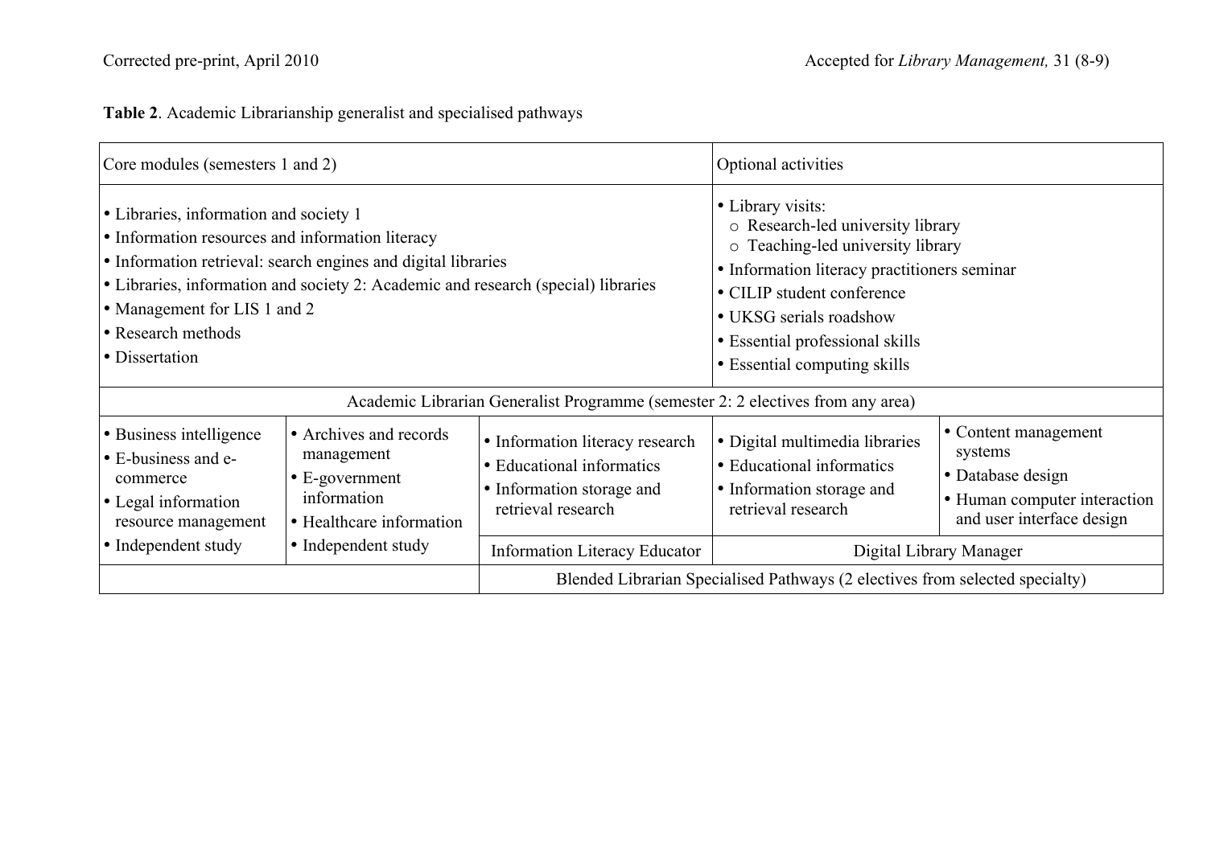**Table 2**. Academic Librarianship generalist and specialised pathways

| | | | | |
|---|---|---|---|---|
| Core modules (semesters 1 and 2) | | | Optional activities | |
| • Libraries, information and society 1<br>• Information resources and information literacy<br>• Information retrieval: search engines and digital libraries<br>• Libraries, information and society 2: Academic and research (special) libraries<br>• Management for LIS 1 and 2<br>• Research methods<br>• Dissertation | | | • Library visits:<br>  ○ Research-led university library<br>  ○ Teaching-led university library<br>• Information literacy practitioners seminar<br>• CILIP student conference<br>• UKSG serials roadshow<br>• Essential professional skills<br>• Essential computing skills | |
| Academic Librarian Generalist Programme (semester 2: 2 electives from any area) | | | | |
| • Business intelligence<br>• E-business and e-commerce<br>• Legal information resource management<br>• Independent study | • Archives and records management<br>• E-government information<br>• Healthcare information<br>• Independent study | • Information literacy research<br>• Educational informatics<br>• Information storage and retrieval research | • Digital multimedia libraries<br>• Educational informatics<br>• Information storage and retrieval research | • Content management systems<br>• Database design<br>• Human computer interaction and user interface design |
| | | Information Literacy Educator | Digital Library Manager | |
| | | Blended Librarian Specialised Pathways (2 electives from selected specialty) | | |